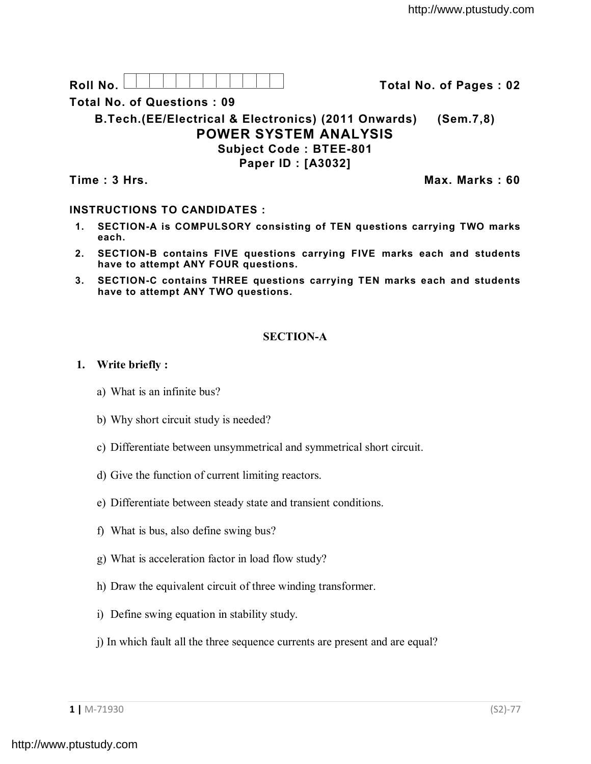**Roll No.** | | | | | | | | | | | | **Total No. of Pages : 02**

**Total No. of Questions : 09**

# B.Tech.(EE/Electrical & Electronics) (2011 Onwards) (Sem.7,8)

# POWER SYSTEM ANALYSIS

## Subject Code : BTEE-801

## Paper ID : [A3032]

**Time : 3 Hrs.** **Max. Marks : 60**

**INSTRUCTIONS TO CANDIDATES :**

1. **SECTION-A is COMPULSORY consisting of TEN questions carrying TWO marks each.**
2. **SECTION-B contains FIVE questions carrying FIVE marks each and students have to attempt ANY FOUR questions.**
3. **SECTION-C contains THREE questions carrying TEN marks each and students have to attempt ANY TWO questions.**

## SECTION-A

**1. Write briefly :**

a) What is an infinite bus?

b) Why short circuit study is needed?

c) Differentiate between unsymmetrical and symmetrical short circuit.

d) Give the function of current limiting reactors.

e) Differentiate between steady state and transient conditions.

f) What is bus, also define swing bus?

g) What is acceleration factor in load flow study?

h) Draw the equivalent circuit of three winding transformer.

i) Define swing equation in stability study.

j) In which fault all the three sequence currents are present and are equal?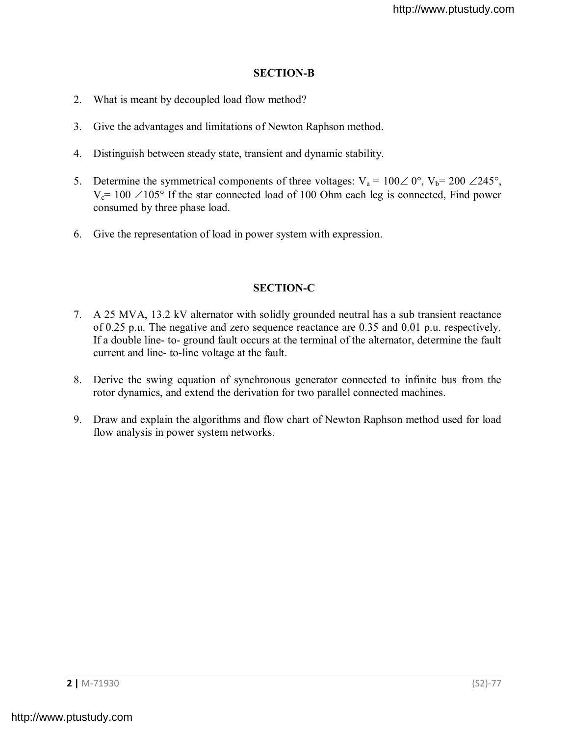## SECTION-B

2. What is meant by decoupled load flow method?

3. Give the advantages and limitations of Newton Raphson method.

4. Distinguish between steady state, transient and dynamic stability.

5. Determine the symmetrical components of three voltages: $V_a = 100\angle 0°$, $V_b = 200 \angle 245°$, $V_c = 100 \angle 105°$ If the star connected load of 100 Ohm each leg is connected, Find power consumed by three phase load.

6. Give the representation of load in power system with expression.

## SECTION-C

7. A 25 MVA, 13.2 kV alternator with solidly grounded neutral has a sub transient reactance of 0.25 p.u. The negative and zero sequence reactance are 0.35 and 0.01 p.u. respectively. If a double line- to- ground fault occurs at the terminal of the alternator, determine the fault current and line- to-line voltage at the fault.

8. Derive the swing equation of synchronous generator connected to infinite bus from the rotor dynamics, and extend the derivation for two parallel connected machines.

9. Draw and explain the algorithms and flow chart of Newton Raphson method used for load flow analysis in power system networks.